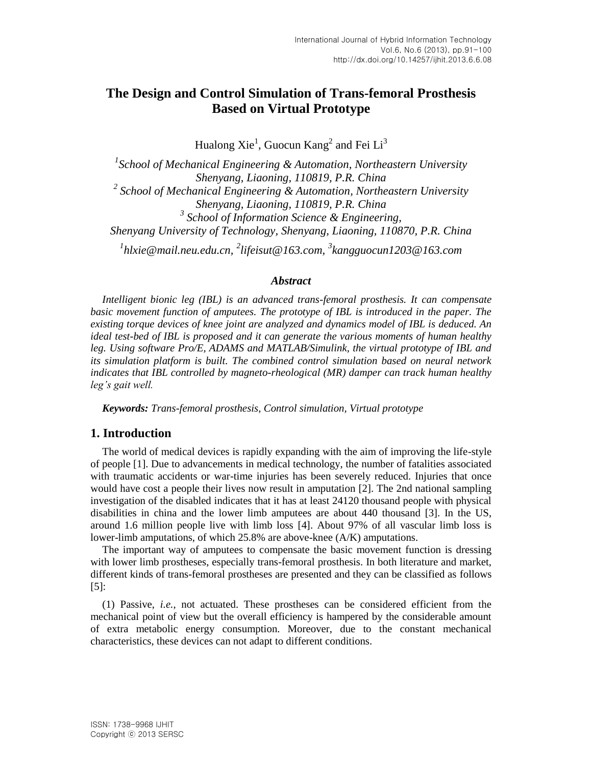# The Design and Control Simulation of Trans-femoral Prosthesis Based on Virtual Prototype

Hualong Xie[1], Guocun Kang[2] and Fei Li[3]

[1] *School of Mechanical Engineering & Automation, Northeastern University Shenyang, Liaoning, 110819, P.R. China*
[2] *School of Mechanical Engineering & Automation, Northeastern University Shenyang, Liaoning, 110819, P.R. China*
[3] *School of Information Science & Engineering, Shenyang University of Technology, Shenyang, Liaoning, 110870, P.R. China*

[1] *hlxie@mail.neu.edu.cn*, [2] *lifeisut@163.com*, [3] *kangguocun1203@163.com*

### *Abstract*

*Intelligent bionic leg (IBL) is an advanced trans-femoral prosthesis. It can compensate basic movement function of amputees. The prototype of IBL is introduced in the paper. The existing torque devices of knee joint are analyzed and dynamics model of IBL is deduced. An ideal test-bed of IBL is proposed and it can generate the various moments of human healthy leg. Using software Pro/E, ADAMS and MATLAB/Simulink, the virtual prototype of IBL and its simulation platform is built. The combined control simulation based on neural network indicates that IBL controlled by magneto-rheological (MR) damper can track human healthy leg's gait well.*

***Keywords:*** *Trans-femoral prosthesis, Control simulation, Virtual prototype*

## 1. Introduction

The world of medical devices is rapidly expanding with the aim of improving the life-style of people [1]. Due to advancements in medical technology, the number of fatalities associated with traumatic accidents or war-time injuries has been severely reduced. Injuries that once would have cost a people their lives now result in amputation [2]. The 2nd national sampling investigation of the disabled indicates that it has at least 24120 thousand people with physical disabilities in china and the lower limb amputees are about 440 thousand [3]. In the US, around 1.6 million people live with limb loss [4]. About 97% of all vascular limb loss is lower-limb amputations, of which 25.8% are above-knee (A/K) amputations.

The important way of amputees to compensate the basic movement function is dressing with lower limb prostheses, especially trans-femoral prosthesis. In both literature and market, different kinds of trans-femoral prostheses are presented and they can be classified as follows [5]:

(1) Passive, *i.e.*, not actuated. These prostheses can be considered efficient from the mechanical point of view but the overall efficiency is hampered by the considerable amount of extra metabolic energy consumption. Moreover, due to the constant mechanical characteristics, these devices can not adapt to different conditions.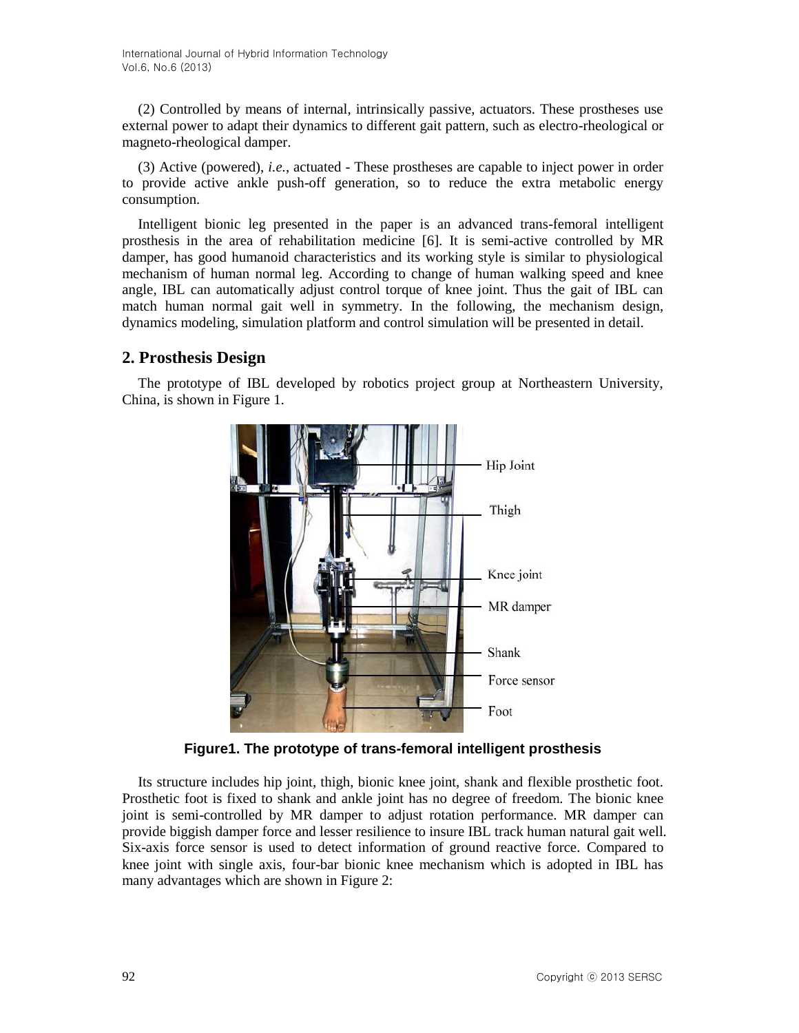(2) Controlled by means of internal, intrinsically passive, actuators. These prostheses use external power to adapt their dynamics to different gait pattern, such as electro-rheological or magneto-rheological damper.

(3) Active (powered), *i.e.*, actuated - These prostheses are capable to inject power in order to provide active ankle push-off generation, so to reduce the extra metabolic energy consumption.

Intelligent bionic leg presented in the paper is an advanced trans-femoral intelligent prosthesis in the area of rehabilitation medicine [6]. It is semi-active controlled by MR damper, has good humanoid characteristics and its working style is similar to physiological mechanism of human normal leg. According to change of human walking speed and knee angle, IBL can automatically adjust control torque of knee joint. Thus the gait of IBL can match human normal gait well in symmetry. In the following, the mechanism design, dynamics modeling, simulation platform and control simulation will be presented in detail.

## 2. Prosthesis Design

The prototype of IBL developed by robotics project group at Northeastern University, China, is shown in Figure 1.

**Figure1. The prototype of trans-femoral intelligent prosthesis**

Its structure includes hip joint, thigh, bionic knee joint, shank and flexible prosthetic foot. Prosthetic foot is fixed to shank and ankle joint has no degree of freedom. The bionic knee joint is semi-controlled by MR damper to adjust rotation performance. MR damper can provide biggish damper force and lesser resilience to insure IBL track human natural gait well. Six-axis force sensor is used to detect information of ground reactive force. Compared to knee joint with single axis, four-bar bionic knee mechanism which is adopted in IBL has many advantages which are shown in Figure 2: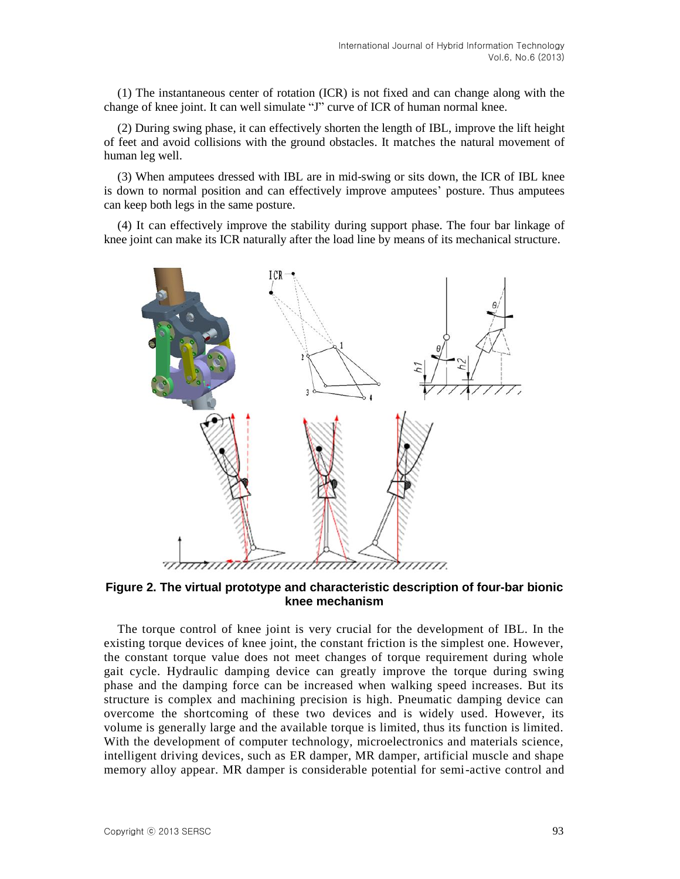(1) The instantaneous center of rotation (ICR) is not fixed and can change along with the change of knee joint. It can well simulate "J" curve of ICR of human normal knee.

(2) During swing phase, it can effectively shorten the length of IBL, improve the lift height of feet and avoid collisions with the ground obstacles. It matches the natural movement of human leg well.

(3) When amputees dressed with IBL are in mid-swing or sits down, the ICR of IBL knee is down to normal position and can effectively improve amputees' posture. Thus amputees can keep both legs in the same posture.

(4) It can effectively improve the stability during support phase. The four bar linkage of knee joint can make its ICR naturally after the load line by means of its mechanical structure.

**Figure 2. The virtual prototype and characteristic description of four-bar bionic knee mechanism**

The torque control of knee joint is very crucial for the development of IBL. In the existing torque devices of knee joint, the constant friction is the simplest one. However, the constant torque value does not meet changes of torque requirement during whole gait cycle. Hydraulic damping device can greatly improve the torque during swing phase and the damping force can be increased when walking speed increases. But its structure is complex and machining precision is high. Pneumatic damping device can overcome the shortcoming of these two devices and is widely used. However, its volume is generally large and the available torque is limited, thus its function is limited. With the development of computer technology, microelectronics and materials science, intelligent driving devices, such as ER damper, MR damper, artificial muscle and shape memory alloy appear. MR damper is considerable potential for semi-active control and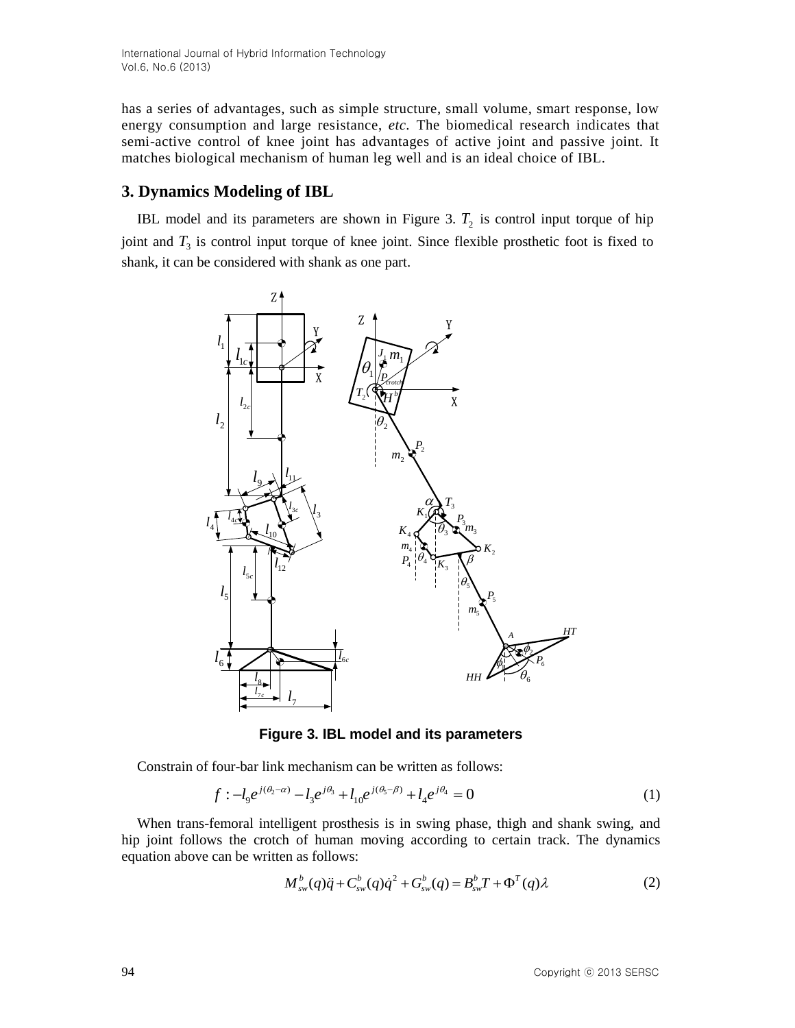has a series of advantages, such as simple structure, small volume, smart response, low energy consumption and large resistance, *etc*. The biomedical research indicates that semi-active control of knee joint has advantages of active joint and passive joint. It matches biological mechanism of human leg well and is an ideal choice of IBL.

## 3. Dynamics Modeling of IBL

IBL model and its parameters are shown in Figure 3. $T_2$ is control input torque of hip joint and $T_3$ is control input torque of knee joint. Since flexible prosthetic foot is fixed to shank, it can be considered with shank as one part.

**Figure 3. IBL model and its parameters**

Constrain of four-bar link mechanism can be written as follows:

$$f : -l_9 e^{j(\theta_2 - \alpha)} - l_3 e^{j\theta_3} + l_{10} e^{j(\theta_5 - \beta)} + l_4 e^{j\theta_4} = 0 \tag{1}$$

When trans-femoral intelligent prosthesis is in swing phase, thigh and shank swing, and hip joint follows the crotch of human moving according to certain track. The dynamics equation above can be written as follows:

$$M_{sw}^b(q)\ddot{q} + C_{sw}^b(q)\dot{q}^2 + G_{sw}^b(q) = B_{sw}^b T + \Phi^T(q)\lambda \tag{2}$$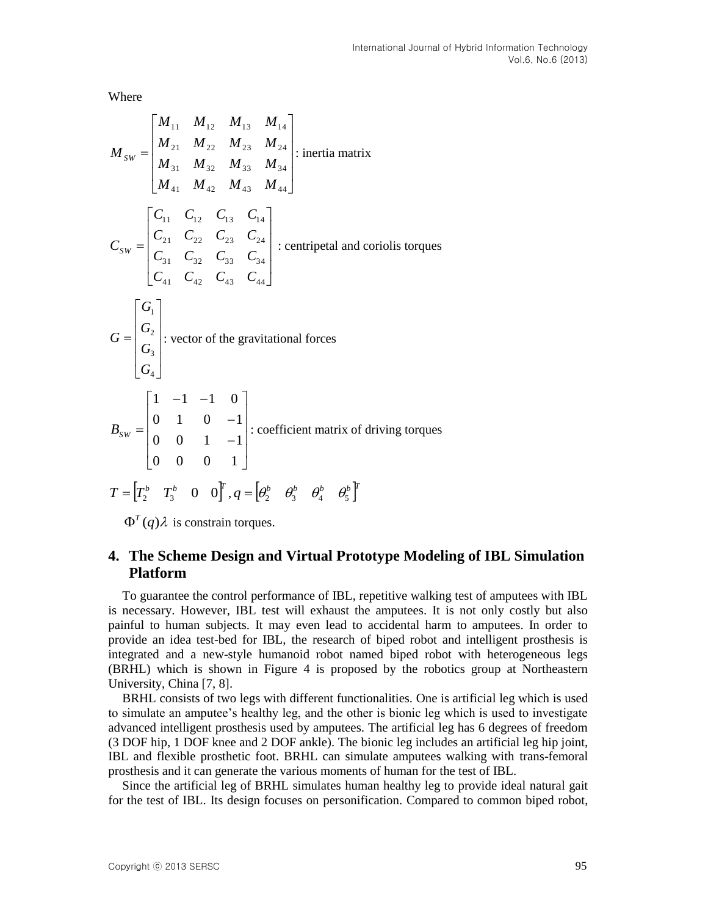Where

$$M_{SW} = \begin{bmatrix} M_{11} & M_{12} & M_{13} & M_{14} \\ M_{21} & M_{22} & M_{23} & M_{24} \\ M_{31} & M_{32} & M_{33} & M_{34} \\ M_{41} & M_{42} & M_{43} & M_{44} \end{bmatrix}$$ : inertia matrix

$$C_{SW} = \begin{bmatrix} C_{11} & C_{12} & C_{13} & C_{14} \\ C_{21} & C_{22} & C_{23} & C_{24} \\ C_{31} & C_{32} & C_{33} & C_{34} \\ C_{41} & C_{42} & C_{43} & C_{44} \end{bmatrix}$$ : centripetal and coriolis torques

$$G = \begin{bmatrix} G_1 \\ G_2 \\ G_3 \\ G_4 \end{bmatrix}$$ : vector of the gravitational forces

$$B_{SW} = \begin{bmatrix} 1 & -1 & -1 & 0 \\ 0 & 1 & 0 & -1 \\ 0 & 0 & 1 & -1 \\ 0 & 0 & 0 & 1 \end{bmatrix}$$ : coefficient matrix of driving torques

$$T = \begin{bmatrix} T_2^b & T_3^b & 0 & 0 \end{bmatrix}^T, q = \begin{bmatrix} \theta_2^b & \theta_3^b & \theta_4^b & \theta_5^b \end{bmatrix}^T$$

$\Phi^T(q)\lambda$ is constrain torques.

## 4. The Scheme Design and Virtual Prototype Modeling of IBL Simulation Platform

To guarantee the control performance of IBL, repetitive walking test of amputees with IBL is necessary. However, IBL test will exhaust the amputees. It is not only costly but also painful to human subjects. It may even lead to accidental harm to amputees. In order to provide an idea test-bed for IBL, the research of biped robot and intelligent prosthesis is integrated and a new-style humanoid robot named biped robot with heterogeneous legs (BRHL) which is shown in Figure 4 is proposed by the robotics group at Northeastern University, China [7, 8].

BRHL consists of two legs with different functionalities. One is artificial leg which is used to simulate an amputee's healthy leg, and the other is bionic leg which is used to investigate advanced intelligent prosthesis used by amputees. The artificial leg has 6 degrees of freedom (3 DOF hip, 1 DOF knee and 2 DOF ankle). The bionic leg includes an artificial leg hip joint, IBL and flexible prosthetic foot. BRHL can simulate amputees walking with trans-femoral prosthesis and it can generate the various moments of human for the test of IBL.

Since the artificial leg of BRHL simulates human healthy leg to provide ideal natural gait for the test of IBL. Its design focuses on personification. Compared to common biped robot,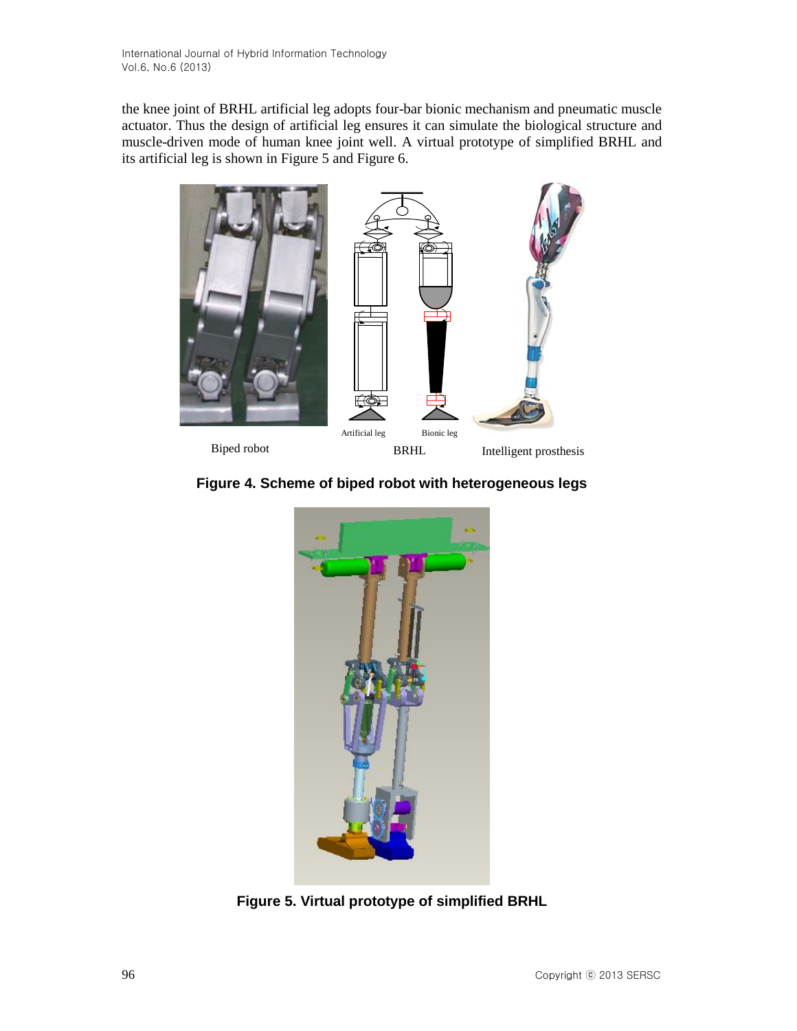the knee joint of BRHL artificial leg adopts four-bar bionic mechanism and pneumatic muscle actuator. Thus the design of artificial leg ensures it can simulate the biological structure and muscle-driven mode of human knee joint well. A virtual prototype of simplified BRHL and its artificial leg is shown in Figure 5 and Figure 6.

**Figure 4. Scheme of biped robot with heterogeneous legs**

**Figure 5. Virtual prototype of simplified BRHL**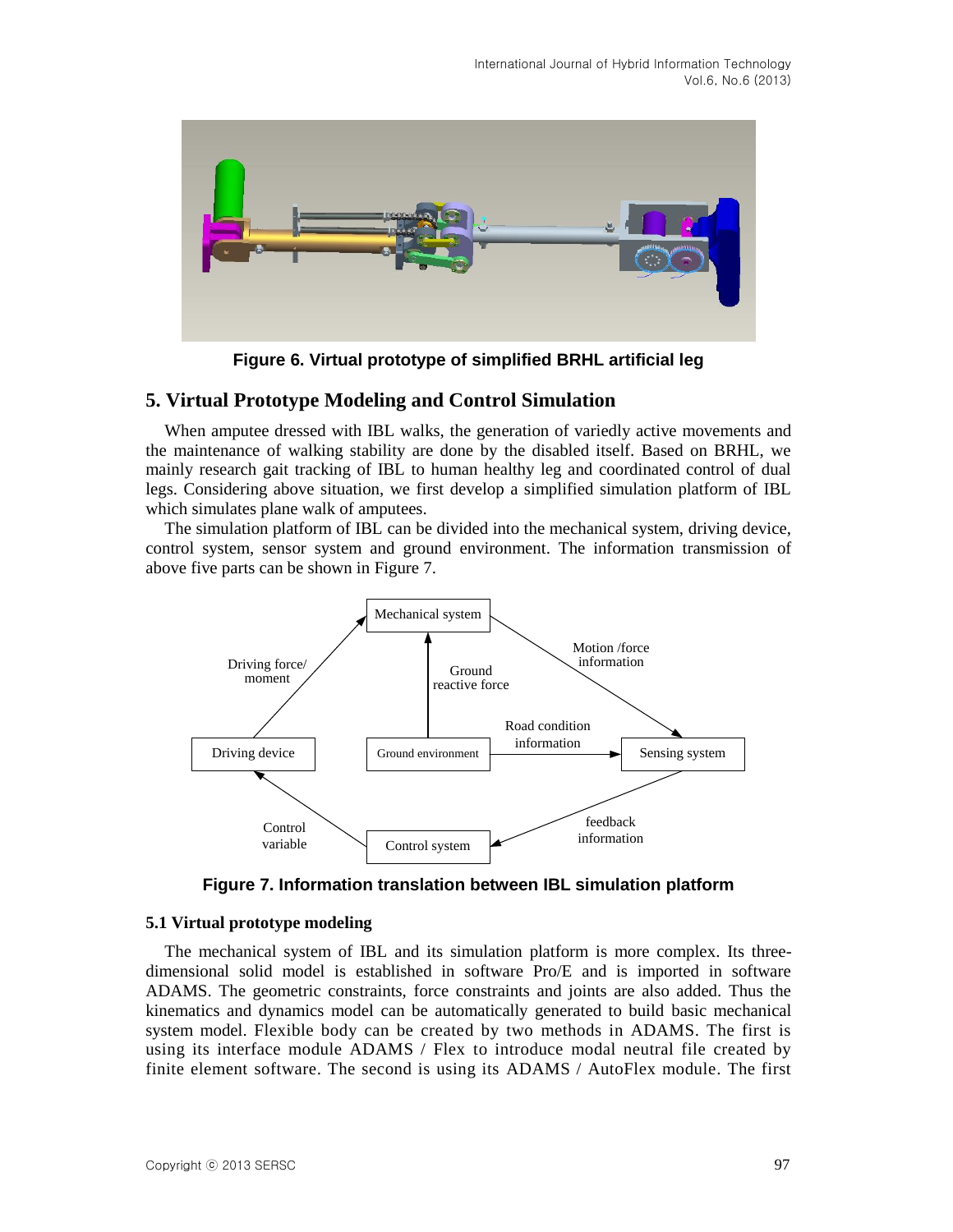Figure 6. Virtual prototype of simplified BRHL artificial leg

## 5. Virtual Prototype Modeling and Control Simulation

When amputee dressed with IBL walks, the generation of variedly active movements and the maintenance of walking stability are done by the disabled itself. Based on BRHL, we mainly research gait tracking of IBL to human healthy leg and coordinated control of dual legs. Considering above situation, we first develop a simplified simulation platform of IBL which simulates plane walk of amputees.

The simulation platform of IBL can be divided into the mechanical system, driving device, control system, sensor system and ground environment. The information transmission of above five parts can be shown in Figure 7.

Figure 7. Information translation between IBL simulation platform

### 5.1 Virtual prototype modeling

The mechanical system of IBL and its simulation platform is more complex. Its three-dimensional solid model is established in software Pro/E and is imported in software ADAMS. The geometric constraints, force constraints and joints are also added. Thus the kinematics and dynamics model can be automatically generated to build basic mechanical system model. Flexible body can be created by two methods in ADAMS. The first is using its interface module ADAMS / Flex to introduce modal neutral file created by finite element software. The second is using its ADAMS / AutoFlex module. The first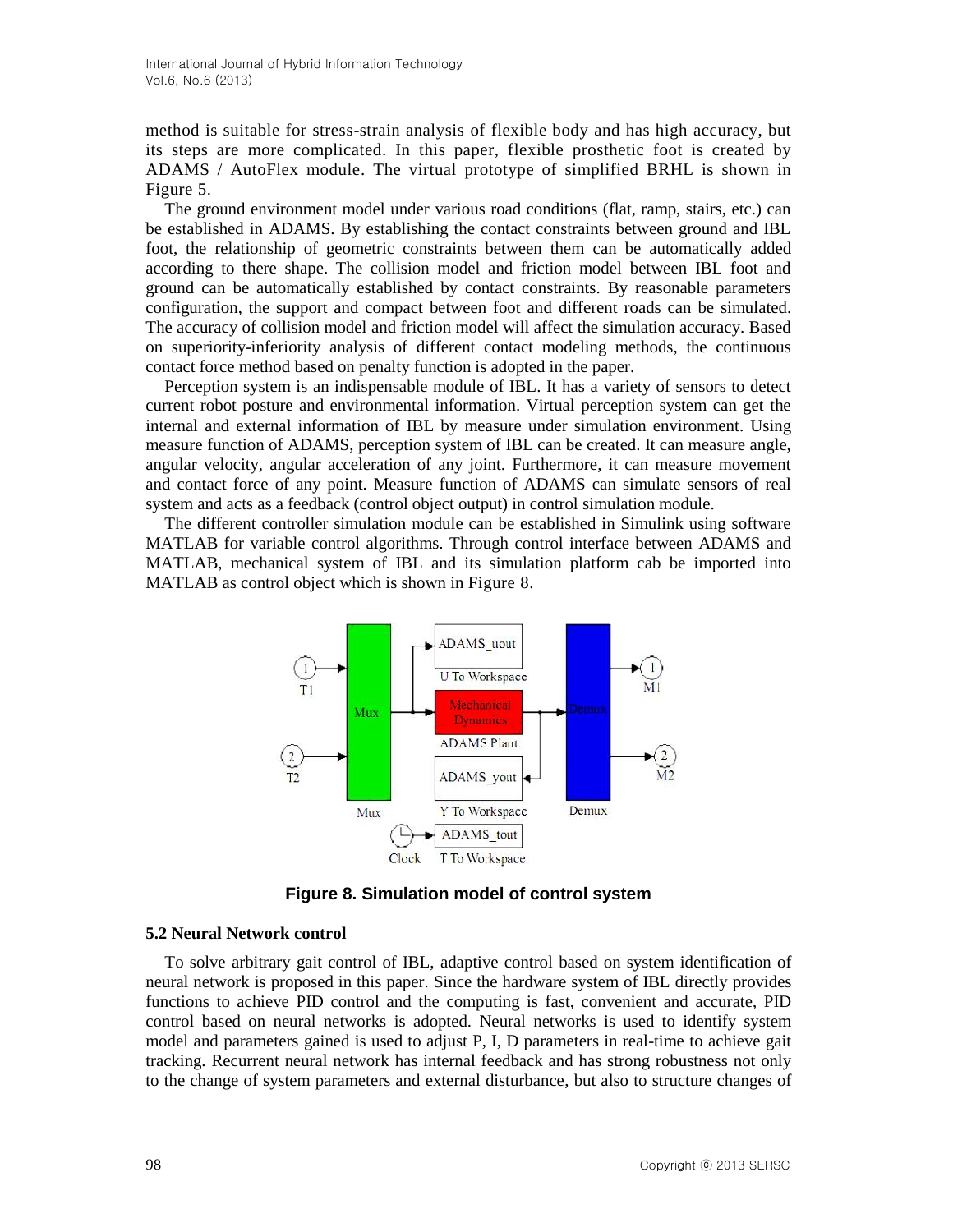method is suitable for stress-strain analysis of flexible body and has high accuracy, but its steps are more complicated. In this paper, flexible prosthetic foot is created by ADAMS / AutoFlex module. The virtual prototype of simplified BRHL is shown in Figure 5.

The ground environment model under various road conditions (flat, ramp, stairs, etc.) can be established in ADAMS. By establishing the contact constraints between ground and IBL foot, the relationship of geometric constraints between them can be automatically added according to there shape. The collision model and friction model between IBL foot and ground can be automatically established by contact constraints. By reasonable parameters configuration, the support and compact between foot and different roads can be simulated. The accuracy of collision model and friction model will affect the simulation accuracy. Based on superiority-inferiority analysis of different contact modeling methods, the continuous contact force method based on penalty function is adopted in the paper.

Perception system is an indispensable module of IBL. It has a variety of sensors to detect current robot posture and environmental information. Virtual perception system can get the internal and external information of IBL by measure under simulation environment. Using measure function of ADAMS, perception system of IBL can be created. It can measure angle, angular velocity, angular acceleration of any joint. Furthermore, it can measure movement and contact force of any point. Measure function of ADAMS can simulate sensors of real system and acts as a feedback (control object output) in control simulation module.

The different controller simulation module can be established in Simulink using software MATLAB for variable control algorithms. Through control interface between ADAMS and MATLAB, mechanical system of IBL and its simulation platform cab be imported into MATLAB as control object which is shown in Figure 8.

**Figure 8. Simulation model of control system**

### 5.2 Neural Network control

To solve arbitrary gait control of IBL, adaptive control based on system identification of neural network is proposed in this paper. Since the hardware system of IBL directly provides functions to achieve PID control and the computing is fast, convenient and accurate, PID control based on neural networks is adopted. Neural networks is used to identify system model and parameters gained is used to adjust P, I, D parameters in real-time to achieve gait tracking. Recurrent neural network has internal feedback and has strong robustness not only to the change of system parameters and external disturbance, but also to structure changes of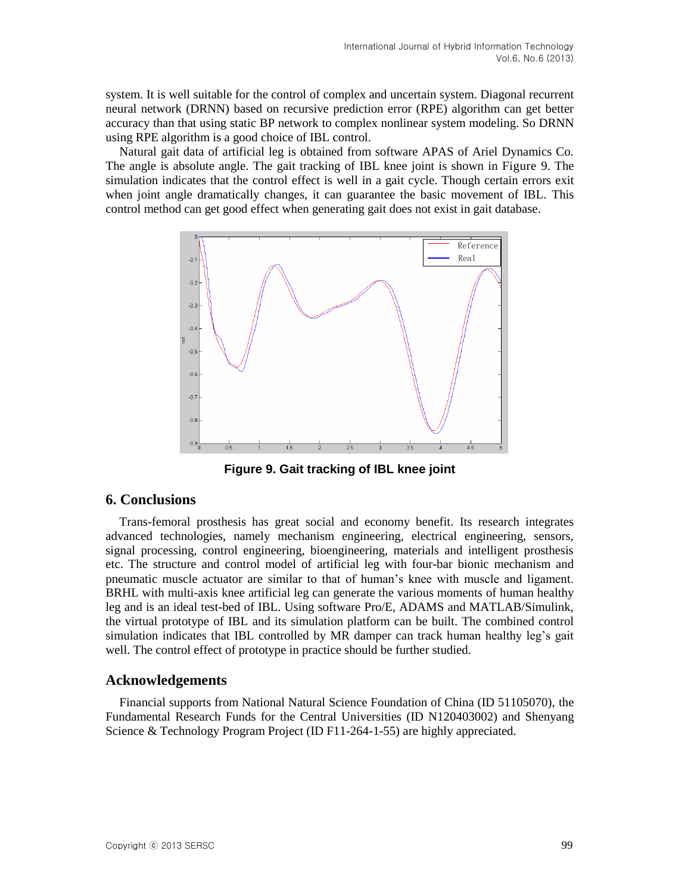system. It is well suitable for the control of complex and uncertain system. Diagonal recurrent neural network (DRNN) based on recursive prediction error (RPE) algorithm can get better accuracy than that using static BP network to complex nonlinear system modeling. So DRNN using RPE algorithm is a good choice of IBL control.

Natural gait data of artificial leg is obtained from software APAS of Ariel Dynamics Co. The angle is absolute angle. The gait tracking of IBL knee joint is shown in Figure 9. The simulation indicates that the control effect is well in a gait cycle. Though certain errors exit when joint angle dramatically changes, it can guarantee the basic movement of IBL. This control method can get good effect when generating gait does not exist in gait database.

**Figure 9. Gait tracking of IBL knee joint**

## 6. Conclusions

Trans-femoral prosthesis has great social and economy benefit. Its research integrates advanced technologies, namely mechanism engineering, electrical engineering, sensors, signal processing, control engineering, bioengineering, materials and intelligent prosthesis etc. The structure and control model of artificial leg with four-bar bionic mechanism and pneumatic muscle actuator are similar to that of human's knee with muscle and ligament. BRHL with multi-axis knee artificial leg can generate the various moments of human healthy leg and is an ideal test-bed of IBL. Using software Pro/E, ADAMS and MATLAB/Simulink, the virtual prototype of IBL and its simulation platform can be built. The combined control simulation indicates that IBL controlled by MR damper can track human healthy leg's gait well. The control effect of prototype in practice should be further studied.

## Acknowledgements

Financial supports from National Natural Science Foundation of China (ID 51105070), the Fundamental Research Funds for the Central Universities (ID N120403002) and Shenyang Science & Technology Program Project (ID F11-264-1-55) are highly appreciated.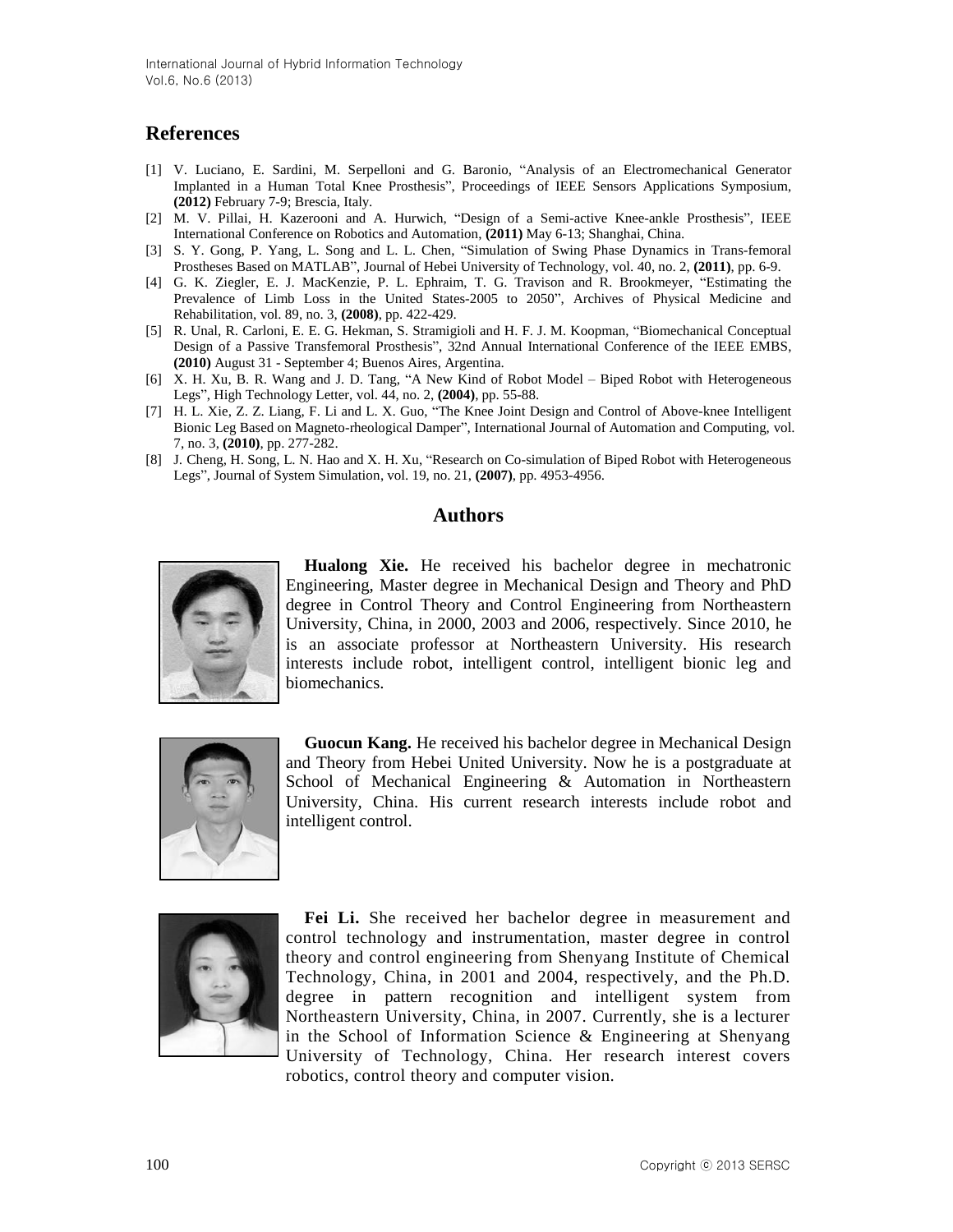## References

[1] V. Luciano, E. Sardini, M. Serpelloni and G. Baronio, "Analysis of an Electromechanical Generator Implanted in a Human Total Knee Prosthesis", Proceedings of IEEE Sensors Applications Symposium, **(2012)** February 7-9; Brescia, Italy.

[2] M. V. Pillai, H. Kazerooni and A. Hurwich, "Design of a Semi-active Knee-ankle Prosthesis", IEEE International Conference on Robotics and Automation, **(2011)** May 6-13; Shanghai, China.

[3] S. Y. Gong, P. Yang, L. Song and L. L. Chen, "Simulation of Swing Phase Dynamics in Trans-femoral Prostheses Based on MATLAB", Journal of Hebei University of Technology, vol. 40, no. 2, **(2011)**, pp. 6-9.

[4] G. K. Ziegler, E. J. MacKenzie, P. L. Ephraim, T. G. Travison and R. Brookmeyer, "Estimating the Prevalence of Limb Loss in the United States-2005 to 2050", Archives of Physical Medicine and Rehabilitation, vol. 89, no. 3, **(2008)**, pp. 422-429.

[5] R. Unal, R. Carloni, E. E. G. Hekman, S. Stramigioli and H. F. J. M. Koopman, "Biomechanical Conceptual Design of a Passive Transfemoral Prosthesis", 32nd Annual International Conference of the IEEE EMBS, **(2010)** August 31 - September 4; Buenos Aires, Argentina.

[6] X. H. Xu, B. R. Wang and J. D. Tang, "A New Kind of Robot Model – Biped Robot with Heterogeneous Legs", High Technology Letter, vol. 44, no. 2, **(2004)**, pp. 55-88.

[7] H. L. Xie, Z. Z. Liang, F. Li and L. X. Guo, "The Knee Joint Design and Control of Above-knee Intelligent Bionic Leg Based on Magneto-rheological Damper", International Journal of Automation and Computing, vol. 7, no. 3, **(2010)**, pp. 277-282.

[8] J. Cheng, H. Song, L. N. Hao and X. H. Xu, "Research on Co-simulation of Biped Robot with Heterogeneous Legs", Journal of System Simulation, vol. 19, no. 21, **(2007)**, pp. 4953-4956.

## Authors

**Hualong Xie.** He received his bachelor degree in mechatronic Engineering, Master degree in Mechanical Design and Theory and PhD degree in Control Theory and Control Engineering from Northeastern University, China, in 2000, 2003 and 2006, respectively. Since 2010, he is an associate professor at Northeastern University. His research interests include robot, intelligent control, intelligent bionic leg and biomechanics.

**Guocun Kang.** He received his bachelor degree in Mechanical Design and Theory from Hebei United University. Now he is a postgraduate at School of Mechanical Engineering & Automation in Northeastern University, China. His current research interests include robot and intelligent control.

**Fei Li.** She received her bachelor degree in measurement and control technology and instrumentation, master degree in control theory and control engineering from Shenyang Institute of Chemical Technology, China, in 2001 and 2004, respectively, and the Ph.D. degree in pattern recognition and intelligent system from Northeastern University, China, in 2007. Currently, she is a lecturer in the School of Information Science & Engineering at Shenyang University of Technology, China. Her research interest covers robotics, control theory and computer vision.